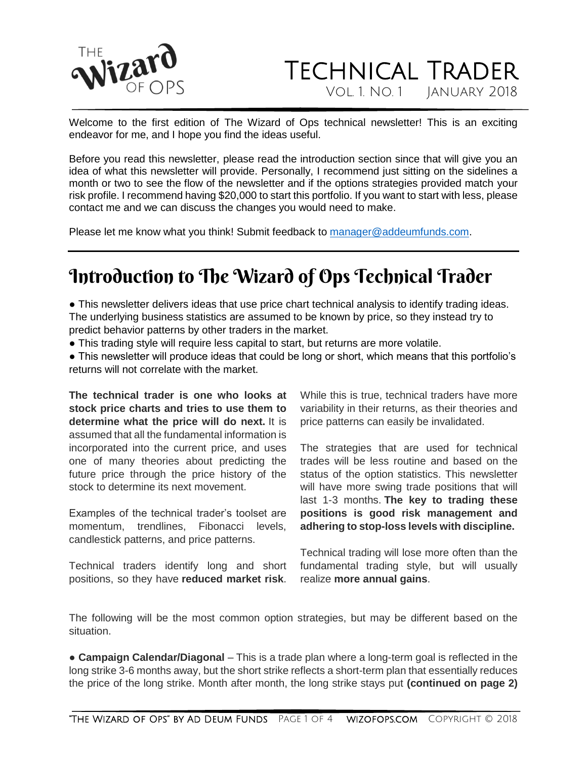# The Wizard of Ops

# Technical Trader

Vol. 1. No. 1 January 2018

Welcome to the first edition of The Wizard of Ops technical newsletter! This is an exciting endeavor for me, and I hope you find the ideas useful.

Before you read this newsletter, please read the introduction section since that will give you an idea of what this newsletter will provide. Personally, I recommend just sitting on the sidelines a month or two to see the flow of the newsletter and if the options strategies provided match your risk profile. I recommend having $20,000 to start this portfolio. If you want to start with less, please contact me and we can discuss the changes you would need to make.

Please let me know what you think! Submit feedback to manager@addeumfunds.com.

## Introduction to The Wizard of Ops Technical Trader

- This newsletter delivers ideas that use price chart technical analysis to identify trading ideas. The underlying business statistics are assumed to be known by price, so they instead try to predict behavior patterns by other traders in the market.
- This trading style will require less capital to start, but returns are more volatile.
- This newsletter will produce ideas that could be long or short, which means that this portfolio's returns will not correlate with the market.

**The technical trader is one who looks at stock price charts and tries to use them to determine what the price will do next.** It is assumed that all the fundamental information is incorporated into the current price, and uses one of many theories about predicting the future price through the price history of the stock to determine its next movement.

Examples of the technical trader's toolset are momentum, trendlines, Fibonacci levels, candlestick patterns, and price patterns.

Technical traders identify long and short positions, so they have **reduced market risk**. While this is true, technical traders have more variability in their returns, as their theories and price patterns can easily be invalidated.

The strategies that are used for technical trades will be less routine and based on the status of the option statistics. This newsletter will have more swing trade positions that will last 1-3 months. **The key to trading these positions is good risk management and adhering to stop-loss levels with discipline.**

Technical trading will lose more often than the fundamental trading style, but will usually realize **more annual gains**.

The following will be the most common option strategies, but may be different based on the situation.

- **Campaign Calendar/Diagonal** – This is a trade plan where a long-term goal is reflected in the long strike 3-6 months away, but the short strike reflects a short-term plan that essentially reduces the price of the long strike. Month after month, the long strike stays put **(continued on page 2)**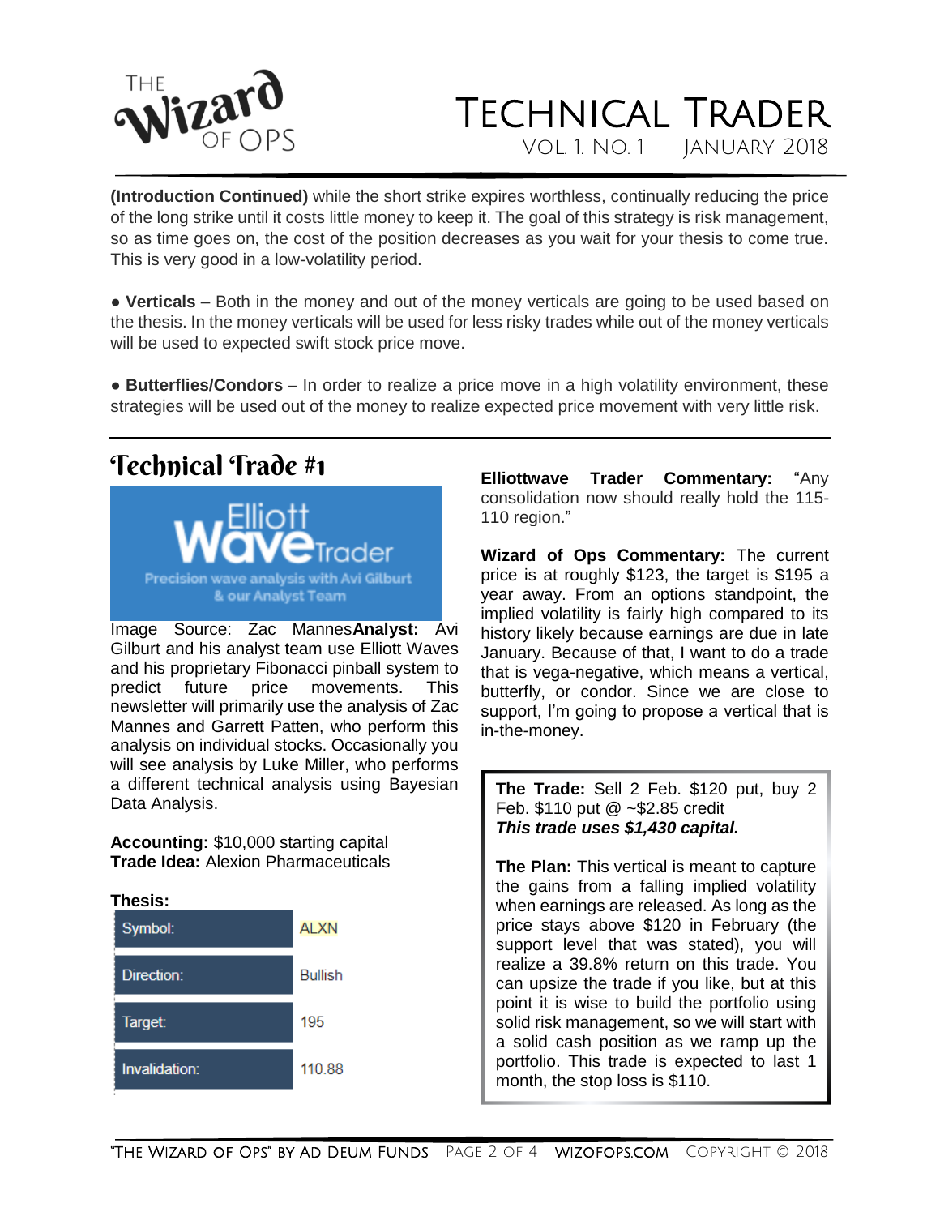**(Introduction Continued)** while the short strike expires worthless, continually reducing the price of the long strike until it costs little money to keep it. The goal of this strategy is risk management, so as time goes on, the cost of the position decreases as you wait for your thesis to come true. This is very good in a low-volatility period.

- **Verticals** – Both in the money and out of the money verticals are going to be used based on the thesis. In the money verticals will be used for less risky trades while out of the money verticals will be used to expected swift stock price move.

- **Butterflies/Condors** – In order to realize a price move in a high volatility environment, these strategies will be used out of the money to realize expected price movement with very little risk.

## Technical Trade #1

Image Source: Zac Mannes**Analyst:** Avi Gilburt and his analyst team use Elliott Waves and his proprietary Fibonacci pinball system to predict future price movements. This newsletter will primarily use the analysis of Zac Mannes and Garrett Patten, who perform this analysis on individual stocks. Occasionally you will see analysis by Luke Miller, who performs a different technical analysis using Bayesian Data Analysis.

**Accounting:** $10,000 starting capital
**Trade Idea:** Alexion Pharmaceuticals

**Thesis:**

| | |
|---|---|
| Symbol: | ALXN |
| Direction: | Bullish |
| Target: | 195 |
| Invalidation: | 110.88 |

**Elliottwave Trader Commentary:** "Any consolidation now should really hold the 115-110 region."

**Wizard of Ops Commentary:** The current price is at roughly $123, the target is $195 a year away. From an options standpoint, the implied volatility is fairly high compared to its history likely because earnings are due in late January. Because of that, I want to do a trade that is vega-negative, which means a vertical, butterfly, or condor. Since we are close to support, I'm going to propose a vertical that is in-the-money.

**The Trade:** Sell 2 Feb. $120 put, buy 2 Feb. $110 put @ ~$2.85 credit
***This trade uses $1,430 capital.***

**The Plan:** This vertical is meant to capture the gains from a falling implied volatility when earnings are released. As long as the price stays above $120 in February (the support level that was stated), you will realize a 39.8% return on this trade. You can upsize the trade if you like, but at this point it is wise to build the portfolio using solid risk management, so we will start with a solid cash position as we ramp up the portfolio. This trade is expected to last 1 month, the stop loss is $110.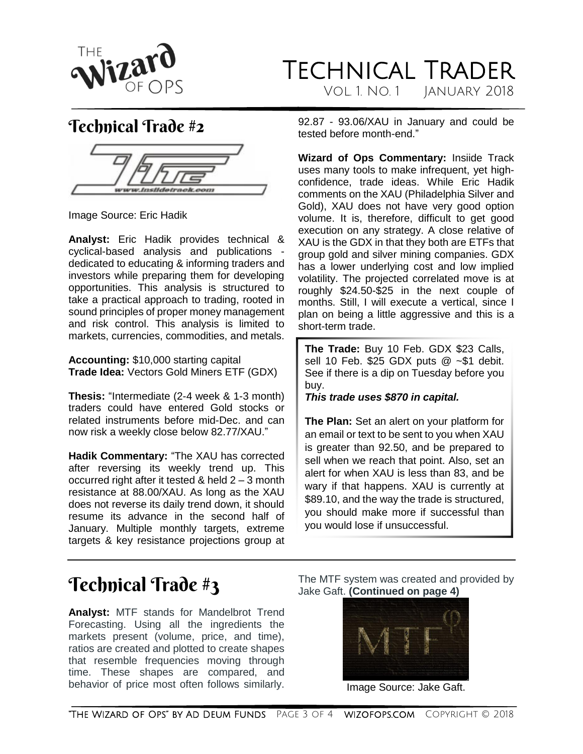## Technical Trade #2

Image Source: Eric Hadik

**Analyst:** Eric Hadik provides technical & cyclical-based analysis and publications - dedicated to educating & informing traders and investors while preparing them for developing opportunities. This analysis is structured to take a practical approach to trading, rooted in sound principles of proper money management and risk control. This analysis is limited to markets, currencies, commodities, and metals.

**Accounting:** $10,000 starting capital
**Trade Idea:** Vectors Gold Miners ETF (GDX)

**Thesis:** "Intermediate (2-4 week & 1-3 month) traders could have entered Gold stocks or related instruments before mid-Dec. and can now risk a weekly close below 82.77/XAU."

**Hadik Commentary:** "The XAU has corrected after reversing its weekly trend up. This occurred right after it tested & held 2 – 3 month resistance at 88.00/XAU. As long as the XAU does not reverse its daily trend down, it should resume its advance in the second half of January. Multiple monthly targets, extreme targets & key resistance projections group at 92.87 - 93.06/XAU in January and could be tested before month-end."

**Wizard of Ops Commentary:** Insiide Track uses many tools to make infrequent, yet high-confidence, trade ideas. While Eric Hadik comments on the XAU (Philadelphia Silver and Gold), XAU does not have very good option volume. It is, therefore, difficult to get good execution on any strategy. A close relative of XAU is the GDX in that they both are ETFs that group gold and silver mining companies. GDX has a lower underlying cost and low implied volatility. The projected correlated move is at roughly $24.50-$25 in the next couple of months. Still, I will execute a vertical, since I plan on being a little aggressive and this is a short-term trade.

**The Trade:** Buy 10 Feb. GDX $23 Calls, sell 10 Feb. $25 GDX puts @ ~$1 debit. See if there is a dip on Tuesday before you buy.
***This trade uses $870 in capital.***

**The Plan:** Set an alert on your platform for an email or text to be sent to you when XAU is greater than 92.50, and be prepared to sell when we reach that point. Also, set an alert for when XAU is less than 83, and be wary if that happens. XAU is currently at $89.10, and the way the trade is structured, you should make more if successful than you would lose if unsuccessful.

## Technical Trade #3

**Analyst:** MTF stands for Mandelbrot Trend Forecasting. Using all the ingredients the markets present (volume, price, and time), ratios are created and plotted to create shapes that resemble frequencies moving through time. These shapes are compared, and behavior of price most often follows similarly. The MTF system was created and provided by Jake Gaft. **(Continued on page 4)**

Image Source: Jake Gaft.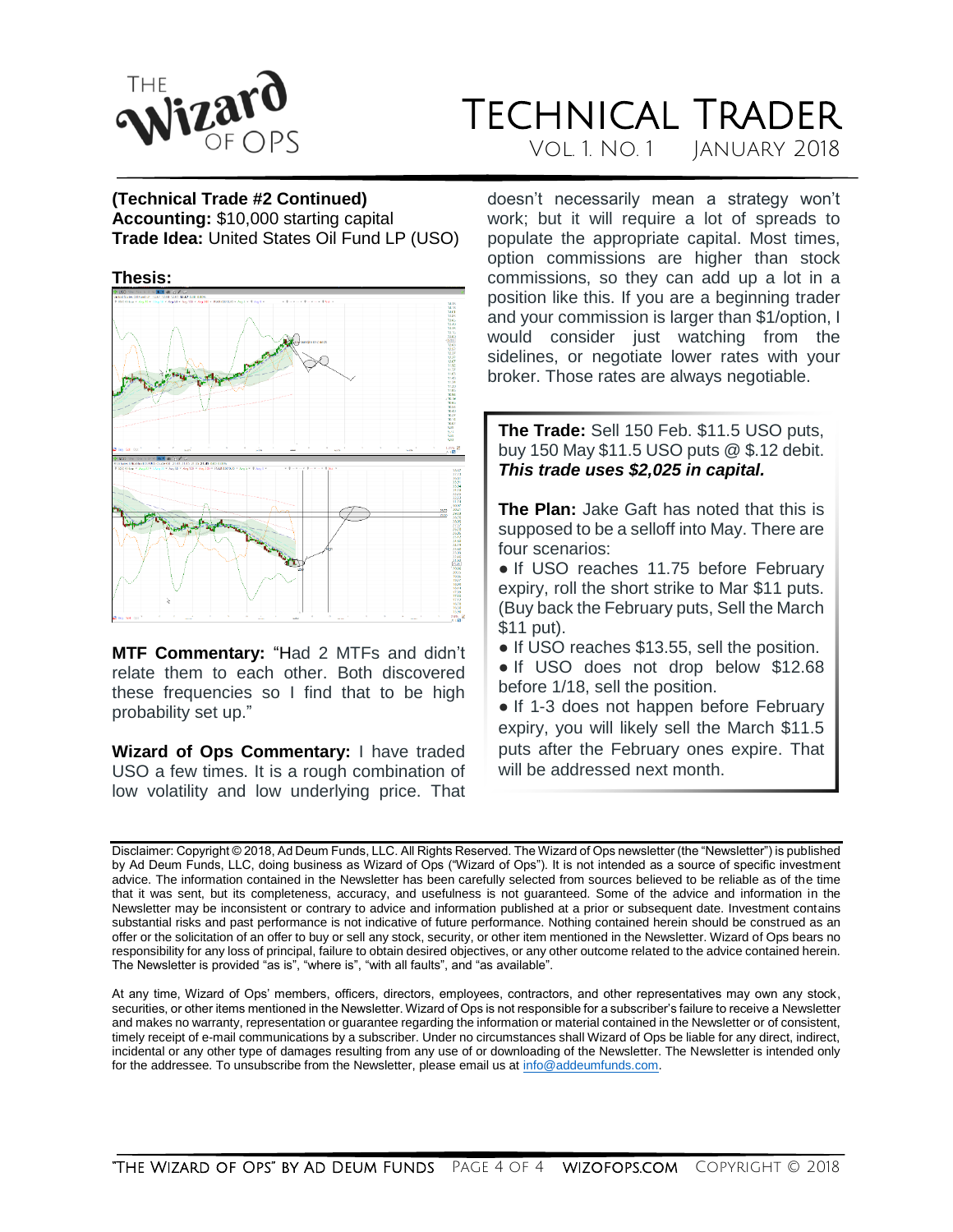**(Technical Trade #2 Continued)**
**Accounting:** $10,000 starting capital
**Trade Idea:** United States Oil Fund LP (USO)

**Thesis:**

**MTF Commentary:** "Had 2 MTFs and didn't relate them to each other. Both discovered these frequencies so I find that to be high probability set up."

**Wizard of Ops Commentary:** I have traded USO a few times. It is a rough combination of low volatility and low underlying price. That doesn't necessarily mean a strategy won't work; but it will require a lot of spreads to populate the appropriate capital. Most times, option commissions are higher than stock commissions, so they can add up a lot in a position like this. If you are a beginning trader and your commission is larger than $1/option, I would consider just watching from the sidelines, or negotiate lower rates with your broker. Those rates are always negotiable.

**The Trade:** Sell 150 Feb. $11.5 USO puts, buy 150 May $11.5 USO puts @ $.12 debit. ***This trade uses $2,025 in capital.***

**The Plan:** Jake Gaft has noted that this is supposed to be a selloff into May. There are four scenarios:

- If USO reaches 11.75 before February expiry, roll the short strike to Mar $11 puts. (Buy back the February puts, Sell the March $11 put).
- If USO reaches $13.55, sell the position.
- If USO does not drop below $12.68 before 1/18, sell the position.
- If 1-3 does not happen before February expiry, you will likely sell the March $11.5 puts after the February ones expire. That will be addressed next month.

Disclaimer: Copyright © 2018, Ad Deum Funds, LLC. All Rights Reserved. The Wizard of Ops newsletter (the "Newsletter") is published by Ad Deum Funds, LLC, doing business as Wizard of Ops ("Wizard of Ops"). It is not intended as a source of specific investment advice. The information contained in the Newsletter has been carefully selected from sources believed to be reliable as of the time that it was sent, but its completeness, accuracy, and usefulness is not guaranteed. Some of the advice and information in the Newsletter may be inconsistent or contrary to advice and information published at a prior or subsequent date. Investment contains substantial risks and past performance is not indicative of future performance. Nothing contained herein should be construed as an offer or the solicitation of an offer to buy or sell any stock, security, or other item mentioned in the Newsletter. Wizard of Ops bears no responsibility for any loss of principal, failure to obtain desired objectives, or any other outcome related to the advice contained herein. The Newsletter is provided "as is", "where is", "with all faults", and "as available".

At any time, Wizard of Ops' members, officers, directors, employees, contractors, and other representatives may own any stock, securities, or other items mentioned in the Newsletter. Wizard of Ops is not responsible for a subscriber's failure to receive a Newsletter and makes no warranty, representation or guarantee regarding the information or material contained in the Newsletter or of consistent, timely receipt of e-mail communications by a subscriber. Under no circumstances shall Wizard of Ops be liable for any direct, indirect, incidental or any other type of damages resulting from any use of or downloading of the Newsletter. The Newsletter is intended only for the addressee. To unsubscribe from the Newsletter, please email us at info@addeumfunds.com.